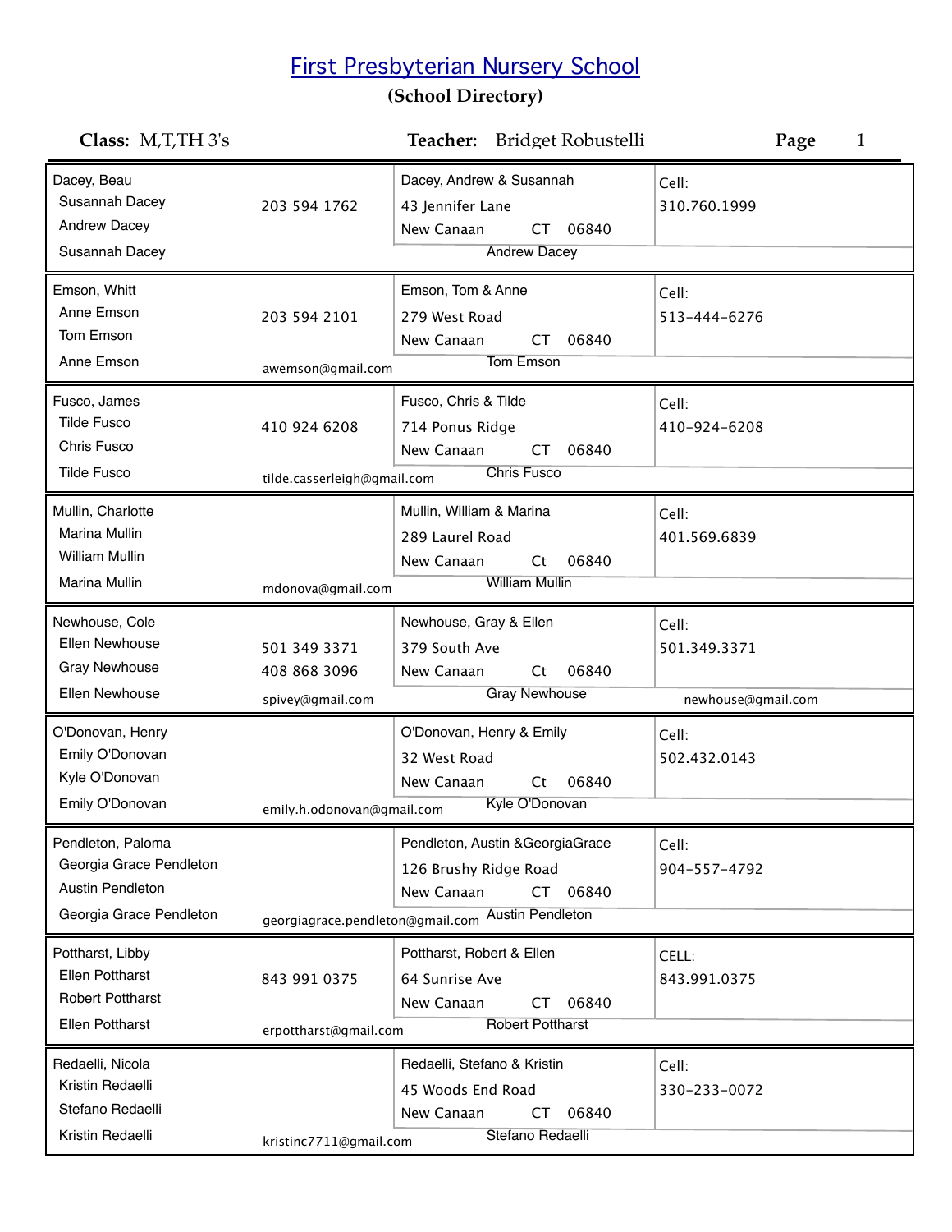# First Presbyterian Nursery School

**(School Directory)**

**Class:** M,T,TH 3's **Teacher:** Bridget Robustelli **Page** 1

| Student / Parents | Phone / Email | Family / Address | Cell |
|---|---|---|---|
| Dacey, Beau<br>Susannah Dacey<br>Andrew Dacey<br>Susannah Dacey | 203 594 1762 | Dacey, Andrew & Susannah<br>43 Jennifer Lane<br>New Canaan CT 06840<br>Andrew Dacey | Cell:<br>310.760.1999 |
| Emson, Whitt<br>Anne Emson<br>Tom Emson<br>Anne Emson | 203 594 2101<br>awemson@gmail.com | Emson, Tom & Anne<br>279 West Road<br>New Canaan CT 06840<br>Tom Emson | Cell:<br>513-444-6276 |
| Fusco, James<br>Tilde Fusco<br>Chris Fusco<br>Tilde Fusco | 410 924 6208<br>tilde.casserleigh@gmail.com | Fusco, Chris & Tilde<br>714 Ponus Ridge<br>New Canaan CT 06840<br>Chris Fusco | Cell:<br>410-924-6208 |
| Mullin, Charlotte<br>Marina Mullin<br>William Mullin<br>Marina Mullin | mdonova@gmail.com | Mullin, William & Marina<br>289 Laurel Road<br>New Canaan Ct 06840<br>William Mullin | Cell:<br>401.569.6839 |
| Newhouse, Cole<br>Ellen Newhouse<br>Gray Newhouse<br>Ellen Newhouse | 501 349 3371<br>408 868 3096<br>spivey@gmail.com | Newhouse, Gray & Ellen<br>379 South Ave<br>New Canaan Ct 06840<br>Gray Newhouse | Cell:<br>501.349.3371<br>newhouse@gmail.com |
| O'Donovan, Henry<br>Emily O'Donovan<br>Kyle O'Donovan<br>Emily O'Donovan | emily.h.odonovan@gmail.com | O'Donovan, Henry & Emily<br>32 West Road<br>New Canaan Ct 06840<br>Kyle O'Donovan | Cell:<br>502.432.0143 |
| Pendleton, Paloma<br>Georgia Grace Pendleton<br>Austin Pendleton<br>Georgia Grace Pendleton | georgiagrace.pendleton@gmail.com | Pendleton, Austin &GeorgiaGrace<br>126 Brushy Ridge Road<br>New Canaan CT 06840<br>Austin Pendleton | Cell:<br>904-557-4792 |
| Pottharst, Libby<br>Ellen Pottharst<br>Robert Pottharst<br>Ellen Pottharst | 843 991 0375<br>erpottharst@gmail.com | Pottharst, Robert & Ellen<br>64 Sunrise Ave<br>New Canaan CT 06840<br>Robert Pottharst | CELL:<br>843.991.0375 |
| Redaelli, Nicola<br>Kristin Redaelli<br>Stefano Redaelli<br>Kristin Redaelli | kristinc7711@gmail.com | Redaelli, Stefano & Kristin<br>45 Woods End Road<br>New Canaan CT 06840<br>Stefano Redaelli | Cell:<br>330-233-0072 |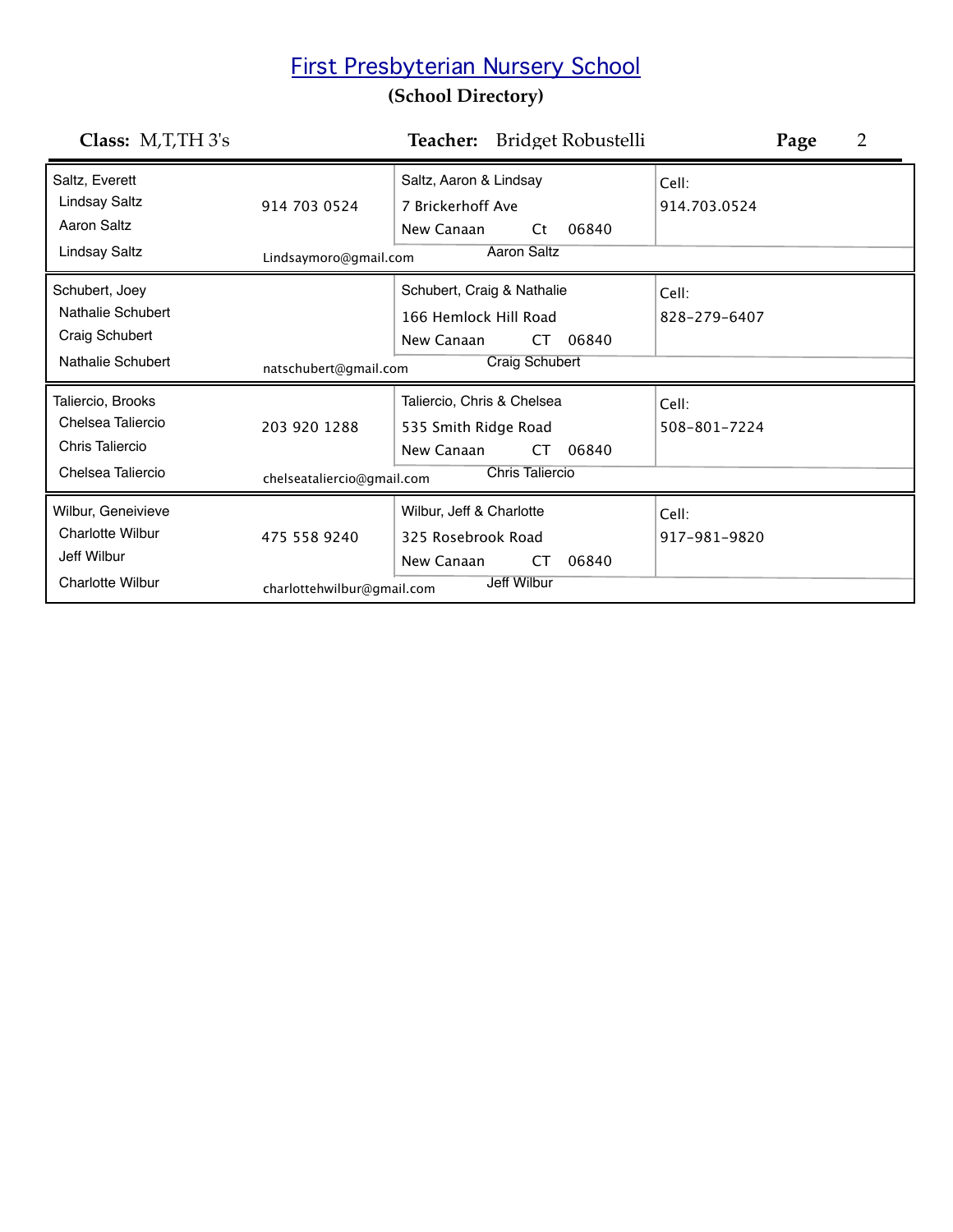# First Presbyterian Nursery School

**(School Directory)**

**Class:** M,T,TH 3's **Teacher:** Bridget Robustelli

| | | | |
|---|---|---|---|
| Saltz, Everett<br>Lindsay Saltz<br>Aaron Saltz<br>Lindsay Saltz | 914 703 0524<br><br>Lindsaymoro@gmail.com | Saltz, Aaron & Lindsay<br>7 Brickerhoff Ave<br>New Canaan Ct 06840<br>Aaron Saltz | Cell:<br>914.703.0524 |
| Schubert, Joey<br>Nathalie Schubert<br>Craig Schubert<br>Nathalie Schubert | <br><br>natschubert@gmail.com | Schubert, Craig & Nathalie<br>166 Hemlock Hill Road<br>New Canaan CT 06840<br>Craig Schubert | Cell:<br>828-279-6407 |
| Taliercio, Brooks<br>Chelsea Taliercio<br>Chris Taliercio<br>Chelsea Taliercio | 203 920 1288<br><br>chelseataliercio@gmail.com | Taliercio, Chris & Chelsea<br>535 Smith Ridge Road<br>New Canaan CT 06840<br>Chris Taliercio | Cell:<br>508-801-7224 |
| Wilbur, Geneivieve<br>Charlotte Wilbur<br>Jeff Wilbur<br>Charlotte Wilbur | 475 558 9240<br><br>charlottehwilbur@gmail.com | Wilbur, Jeff & Charlotte<br>325 Rosebrook Road<br>New Canaan CT 06840<br>Jeff Wilbur | Cell:<br>917-981-9820 |